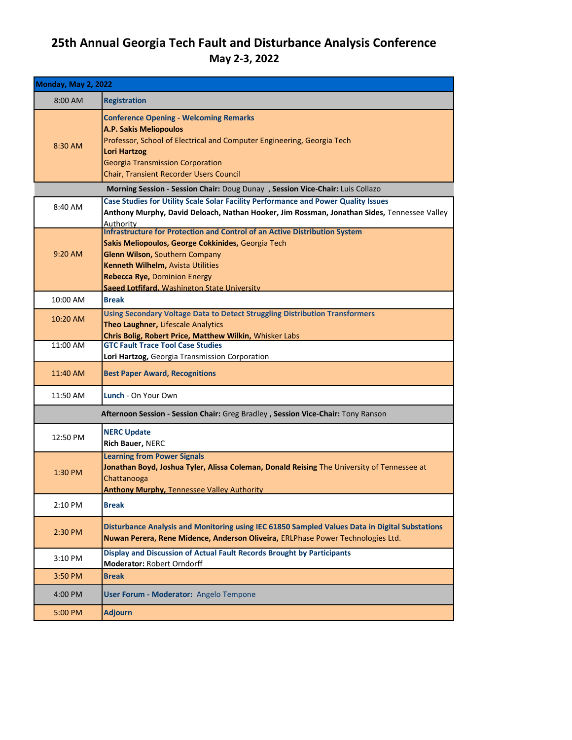# 25th Annual Georgia Tech Fault and Disturbance Analysis Conference

## May 2-3, 2022

| Monday, May 2, 2022 | |
|---|---|
| 8:00 AM | **Registration** |
| 8:30 AM | **Conference Opening - Welcoming Remarks**<br>**A.P. Sakis Meliopoulos**<br>Professor, School of Electrical and Computer Engineering, Georgia Tech<br>**Lori Hartzog**<br>Georgia Transmission Corporation<br>Chair, Transient Recorder Users Council |
| **Morning Session - Session Chair:** Doug Dunay , **Session Vice-Chair:** Luis Collazo | |
| 8:40 AM | **Case Studies for Utility Scale Solar Facility Performance and Power Quality Issues**<br>**Anthony Murphy, David Deloach, Nathan Hooker, Jim Rossman, Jonathan Sides,** Tennessee Valley Authority |
| 9:20 AM | **Infrastructure for Protection and Control of an Active Distribution System**<br>**Sakis Meliopoulos, George Cokkinides,** Georgia Tech<br>**Glenn Wilson,** Southern Company<br>**Kenneth Wilhelm,** Avista Utilities<br>**Rebecca Rye,** Dominion Energy<br>**Saeed Lotfifard,** Washington State University |
| 10:00 AM | **Break** |
| 10:20 AM | **Using Secondary Voltage Data to Detect Struggling Distribution Transformers**<br>**Theo Laughner,** Lifescale Analytics<br>**Chris Bolig, Robert Price, Matthew Wilkin,** Whisker Labs |
| 11:00 AM | **GTC Fault Trace Tool Case Studies**<br>**Lori Hartzog,** Georgia Transmission Corporation |
| 11:40 AM | **Best Paper Award, Recognitions** |
| 11:50 AM | **Lunch** - On Your Own |
| **Afternoon Session - Session Chair:** Greg Bradley **, Session Vice-Chair:** Tony Ranson | |
| 12:50 PM | **NERC Update**<br>**Rich Bauer,** NERC |
| 1:30 PM | **Learning from Power Signals**<br>**Jonathan Boyd, Joshua Tyler, Alissa Coleman, Donald Reising** The University of Tennessee at Chattanooga<br>**Anthony Murphy,** Tennessee Valley Authority |
| 2:10 PM | **Break** |
| 2:30 PM | **Disturbance Analysis and Monitoring using IEC 61850 Sampled Values Data in Digital Substations**<br>**Nuwan Perera, Rene Midence, Anderson Oliveira,** ERLPhase Power Technologies Ltd. |
| 3:10 PM | **Display and Discussion of Actual Fault Records Brought by Participants**<br>**Moderator:** Robert Orndorff |
| 3:50 PM | **Break** |
| 4:00 PM | **User Forum - Moderator:** Angelo Tempone |
| 5:00 PM | **Adjourn** |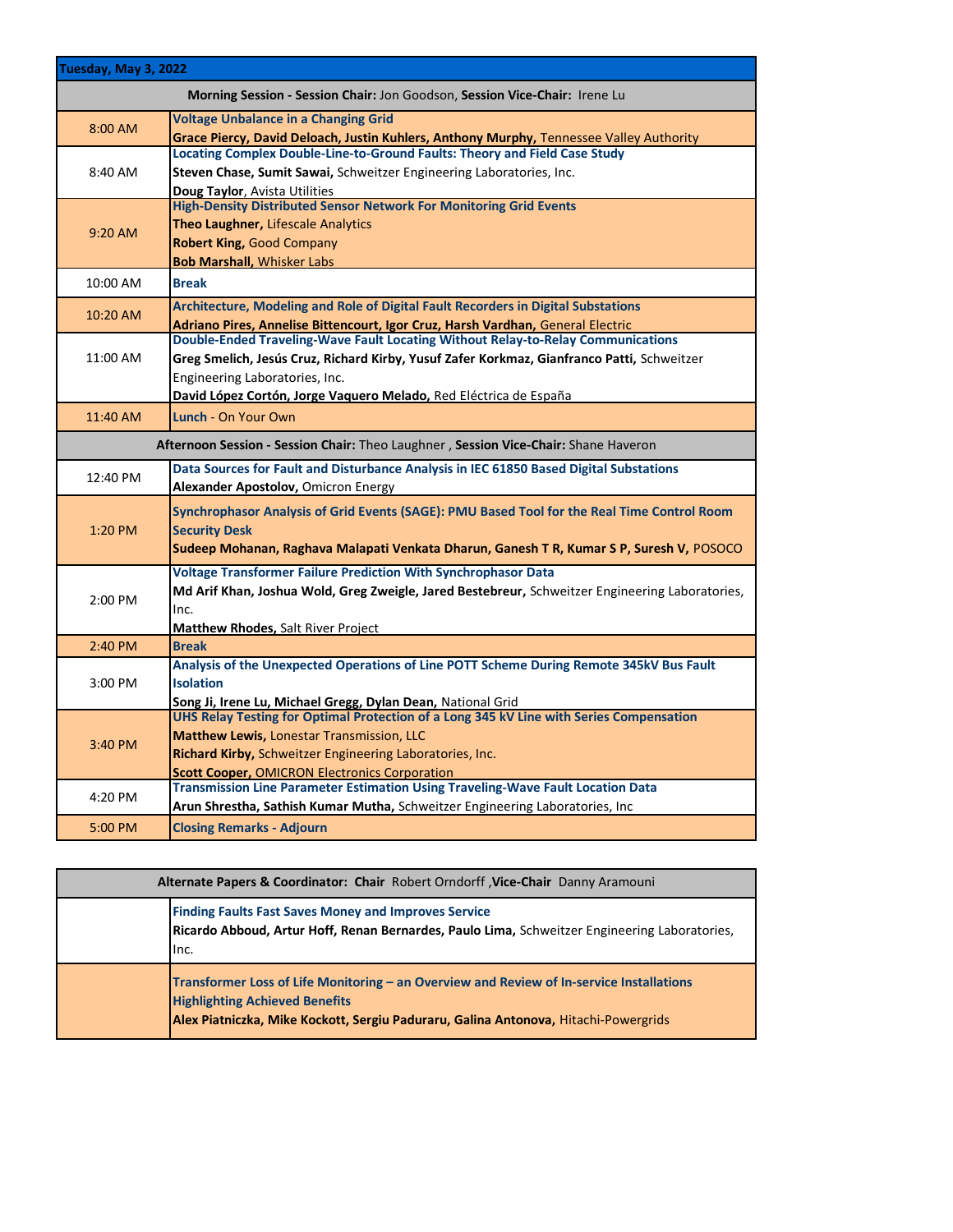| Tuesday, May 3, 2022 | |
|---|---|
| **Morning Session - Session Chair:** Jon Goodson, **Session Vice-Chair:** Irene Lu | |
| 8:00 AM | **Voltage Unbalance in a Changing Grid**<br>**Grace Piercy, David Deloach, Justin Kuhlers, Anthony Murphy,** Tennessee Valley Authority |
| 8:40 AM | **Locating Complex Double-Line-to-Ground Faults: Theory and Field Case Study**<br>**Steven Chase, Sumit Sawai,** Schweitzer Engineering Laboratories, Inc.<br>**Doug Taylor**, Avista Utilities |
| 9:20 AM | **High-Density Distributed Sensor Network For Monitoring Grid Events**<br>**Theo Laughner,** Lifescale Analytics<br>**Robert King,** Good Company<br>**Bob Marshall,** Whisker Labs |
| 10:00 AM | **Break** |
| 10:20 AM | **Architecture, Modeling and Role of Digital Fault Recorders in Digital Substations**<br>**Adriano Pires, Annelise Bittencourt, Igor Cruz, Harsh Vardhan,** General Electric |
| 11:00 AM | **Double-Ended Traveling-Wave Fault Locating Without Relay-to-Relay Communications**<br>**Greg Smelich, Jesús Cruz, Richard Kirby, Yusuf Zafer Korkmaz, Gianfranco Patti,** Schweitzer Engineering Laboratories, Inc.<br>**David López Cortón, Jorge Vaquero Melado,** Red Eléctrica de España |
| 11:40 AM | **Lunch** - On Your Own |
| **Afternoon Session - Session Chair:** Theo Laughner , **Session Vice-Chair:** Shane Haveron | |
| 12:40 PM | **Data Sources for Fault and Disturbance Analysis in IEC 61850 Based Digital Substations**<br>**Alexander Apostolov,** Omicron Energy |
| 1:20 PM | **Synchrophasor Analysis of Grid Events (SAGE): PMU Based Tool for the Real Time Control Room Security Desk**<br>**Sudeep Mohanan, Raghava Malapati Venkata Dharun, Ganesh T R, Kumar S P, Suresh V,** POSOCO |
| 2:00 PM | **Voltage Transformer Failure Prediction With Synchrophasor Data**<br>**Md Arif Khan, Joshua Wold, Greg Zweigle, Jared Bestebreur,** Schweitzer Engineering Laboratories, Inc.<br>**Matthew Rhodes,** Salt River Project |
| 2:40 PM | **Break** |
| 3:00 PM | **Analysis of the Unexpected Operations of Line POTT Scheme During Remote 345kV Bus Fault Isolation**<br>**Song Ji, Irene Lu, Michael Gregg, Dylan Dean,** National Grid |
| 3:40 PM | **UHS Relay Testing for Optimal Protection of a Long 345 kV Line with Series Compensation**<br>**Matthew Lewis,** Lonestar Transmission, LLC<br>**Richard Kirby,** Schweitzer Engineering Laboratories, Inc.<br>**Scott Cooper,** OMICRON Electronics Corporation |
| 4:20 PM | **Transmission Line Parameter Estimation Using Traveling-Wave Fault Location Data**<br>**Arun Shrestha, Sathish Kumar Mutha,** Schweitzer Engineering Laboratories, Inc |
| 5:00 PM | **Closing Remarks - Adjourn** |

| **Alternate Papers & Coordinator: Chair** Robert Orndorff ,**Vice-Chair** Danny Aramouni | |
|---|---|
| | **Finding Faults Fast Saves Money and Improves Service**<br>**Ricardo Abboud, Artur Hoff, Renan Bernardes, Paulo Lima,** Schweitzer Engineering Laboratories, Inc. |
| | **Transformer Loss of Life Monitoring – an Overview and Review of In-service Installations Highlighting Achieved Benefits**<br>**Alex Piatniczka, Mike Kockott, Sergiu Paduraru, Galina Antonova,** Hitachi-Powergrids |